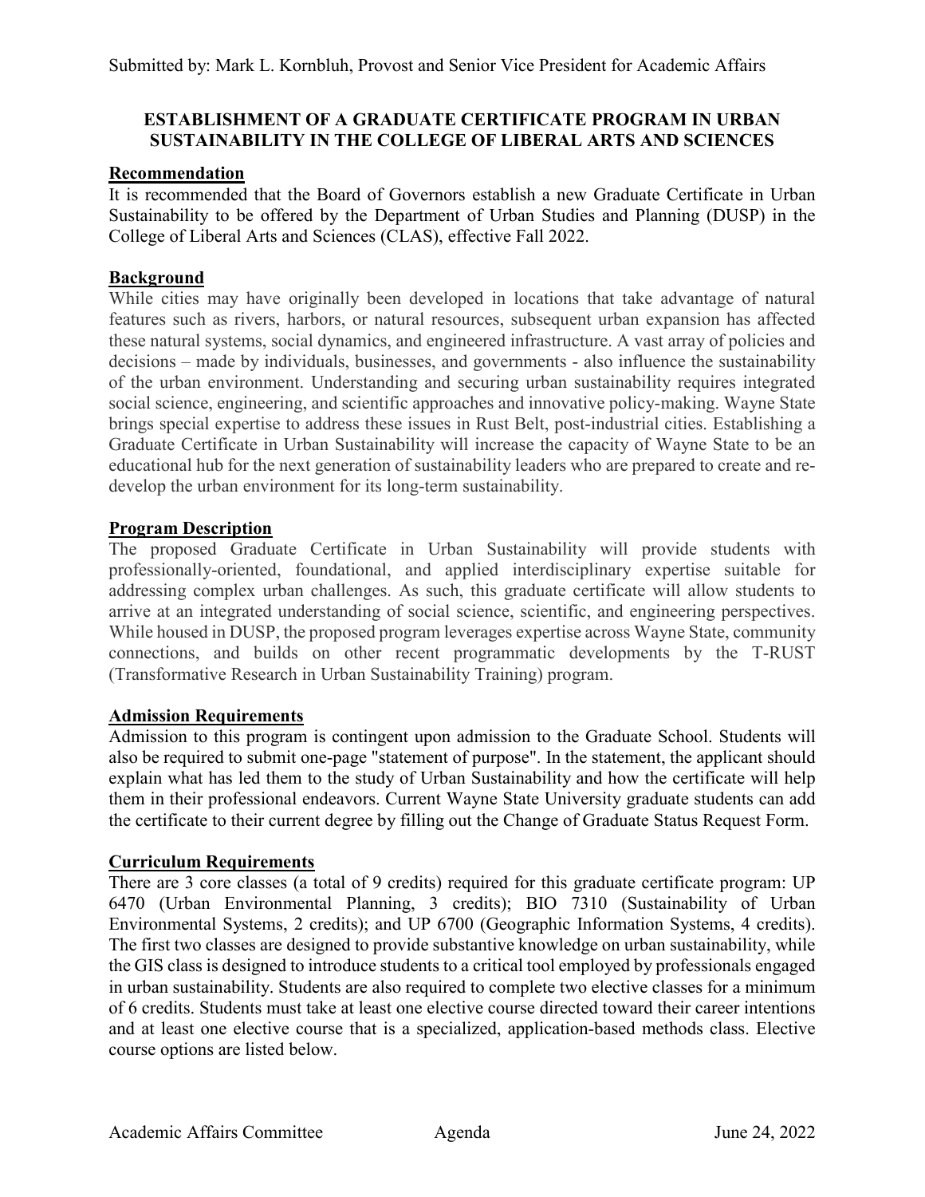Submitted by: Mark L. Kornbluh, Provost and Senior Vice President for Academic Affairs

## ESTABLISHMENT OF A GRADUATE CERTIFICATE PROGRAM IN URBAN SUSTAINABILITY IN THE COLLEGE OF LIBERAL ARTS AND SCIENCES

### Recommendation

It is recommended that the Board of Governors establish a new Graduate Certificate in Urban Sustainability to be offered by the Department of Urban Studies and Planning (DUSP) in the College of Liberal Arts and Sciences (CLAS), effective Fall 2022.

### Background

While cities may have originally been developed in locations that take advantage of natural features such as rivers, harbors, or natural resources, subsequent urban expansion has affected these natural systems, social dynamics, and engineered infrastructure. A vast array of policies and decisions – made by individuals, businesses, and governments - also influence the sustainability of the urban environment. Understanding and securing urban sustainability requires integrated social science, engineering, and scientific approaches and innovative policy-making. Wayne State brings special expertise to address these issues in Rust Belt, post-industrial cities. Establishing a Graduate Certificate in Urban Sustainability will increase the capacity of Wayne State to be an educational hub for the next generation of sustainability leaders who are prepared to create and re-develop the urban environment for its long-term sustainability.

### Program Description

The proposed Graduate Certificate in Urban Sustainability will provide students with professionally-oriented, foundational, and applied interdisciplinary expertise suitable for addressing complex urban challenges. As such, this graduate certificate will allow students to arrive at an integrated understanding of social science, scientific, and engineering perspectives. While housed in DUSP, the proposed program leverages expertise across Wayne State, community connections, and builds on other recent programmatic developments by the T-RUST (Transformative Research in Urban Sustainability Training) program.

### Admission Requirements

Admission to this program is contingent upon admission to the Graduate School. Students will also be required to submit one-page "statement of purpose". In the statement, the applicant should explain what has led them to the study of Urban Sustainability and how the certificate will help them in their professional endeavors. Current Wayne State University graduate students can add the certificate to their current degree by filling out the Change of Graduate Status Request Form.

### Curriculum Requirements

There are 3 core classes (a total of 9 credits) required for this graduate certificate program: UP 6470 (Urban Environmental Planning, 3 credits); BIO 7310 (Sustainability of Urban Environmental Systems, 2 credits); and UP 6700 (Geographic Information Systems, 4 credits). The first two classes are designed to provide substantive knowledge on urban sustainability, while the GIS class is designed to introduce students to a critical tool employed by professionals engaged in urban sustainability. Students are also required to complete two elective classes for a minimum of 6 credits. Students must take at least one elective course directed toward their career intentions and at least one elective course that is a specialized, application-based methods class. Elective course options are listed below.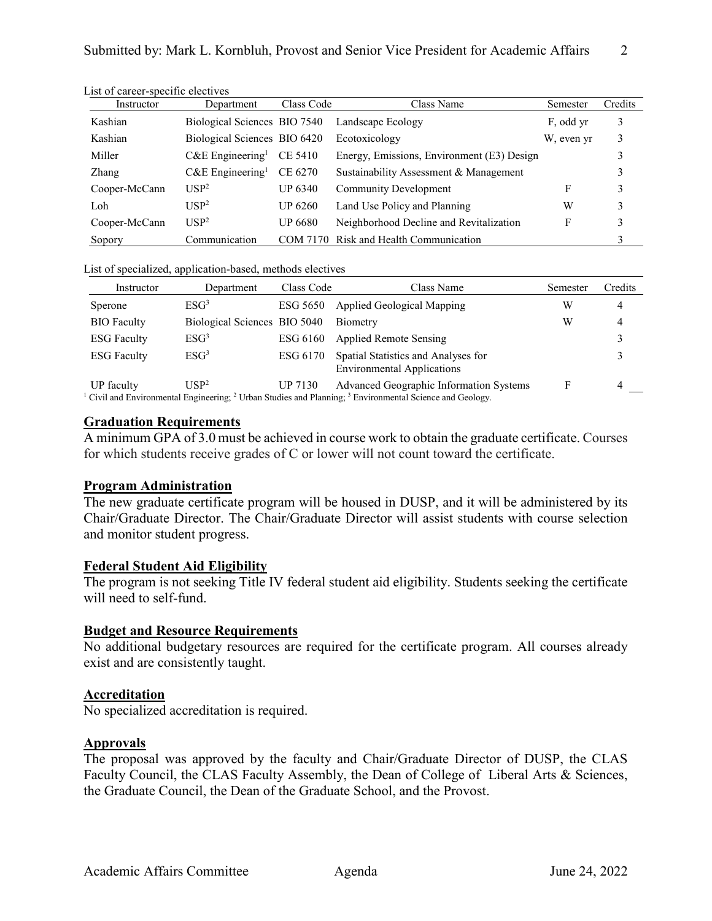List of career-specific electives

| Instructor | Department | Class Code | Class Name | Semester | Credits |
|---|---|---|---|---|---|
| Kashian | Biological Sciences | BIO 7540 | Landscape Ecology | F, odd yr | 3 |
| Kashian | Biological Sciences | BIO 6420 | Ecotoxicology | W, even yr | 3 |
| Miller | C&E Engineering[1] | CE 5410 | Energy, Emissions, Environment (E3) Design | | 3 |
| Zhang | C&E Engineering[1] | CE 6270 | Sustainability Assessment & Management | | 3 |
| Cooper-McCann | USP[2] | UP 6340 | Community Development | F | 3 |
| Loh | USP[2] | UP 6260 | Land Use Policy and Planning | W | 3 |
| Cooper-McCann | USP[2] | UP 6680 | Neighborhood Decline and Revitalization | F | 3 |
| Sopory | Communication | COM 7170 | Risk and Health Communication | | 3 |

List of specialized, application-based, methods electives

| Instructor | Department | Class Code | Class Name | Semester | Credits |
|---|---|---|---|---|---|
| Sperone | ESG[3] | ESG 5650 | Applied Geological Mapping | W | 4 |
| BIO Faculty | Biological Sciences | BIO 5040 | Biometry | W | 4 |
| ESG Faculty | ESG[3] | ESG 6160 | Applied Remote Sensing | | 3 |
| ESG Faculty | ESG[3] | ESG 6170 | Spatial Statistics and Analyses for Environmental Applications | | 3 |
| UP faculty | USP[2] | UP 7130 | Advanced Geographic Information Systems | F | 4 |

[1] Civil and Environmental Engineering; [2] Urban Studies and Planning; [3] Environmental Science and Geology.

## Graduation Requirements

A minimum GPA of 3.0 must be achieved in course work to obtain the graduate certificate. Courses for which students receive grades of C or lower will not count toward the certificate.

## Program Administration

The new graduate certificate program will be housed in DUSP, and it will be administered by its Chair/Graduate Director. The Chair/Graduate Director will assist students with course selection and monitor student progress.

## Federal Student Aid Eligibility

The program is not seeking Title IV federal student aid eligibility. Students seeking the certificate will need to self-fund.

## Budget and Resource Requirements

No additional budgetary resources are required for the certificate program. All courses already exist and are consistently taught.

## Accreditation

No specialized accreditation is required.

## Approvals

The proposal was approved by the faculty and Chair/Graduate Director of DUSP, the CLAS Faculty Council, the CLAS Faculty Assembly, the Dean of College of Liberal Arts & Sciences, the Graduate Council, the Dean of the Graduate School, and the Provost.